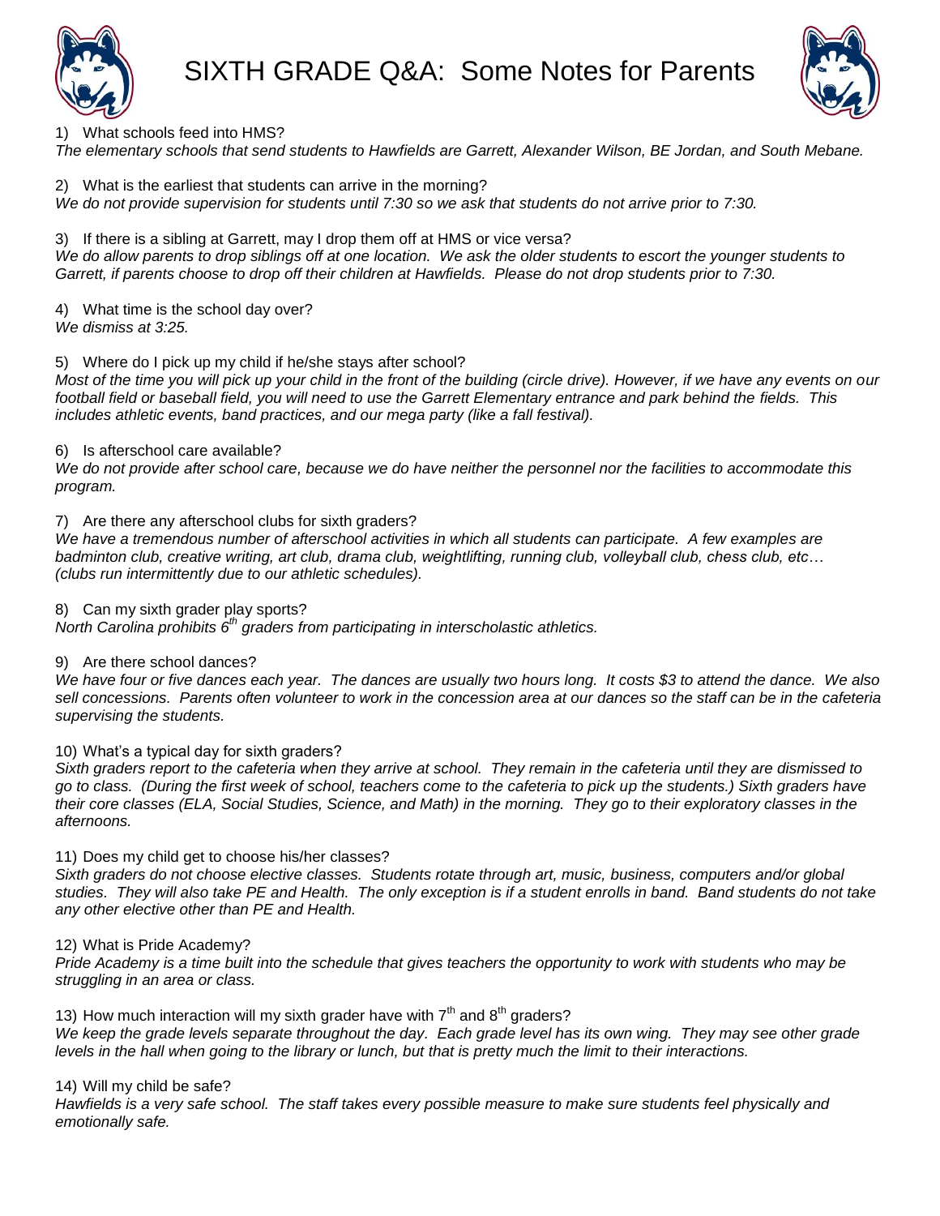# SIXTH GRADE Q&A: Some Notes for Parents

1) What schools feed into HMS?
*The elementary schools that send students to Hawfields are Garrett, Alexander Wilson, BE Jordan, and South Mebane.*

2) What is the earliest that students can arrive in the morning?
*We do not provide supervision for students until 7:30 so we ask that students do not arrive prior to 7:30.*

3) If there is a sibling at Garrett, may I drop them off at HMS or vice versa?
*We do allow parents to drop siblings off at one location. We ask the older students to escort the younger students to Garrett, if parents choose to drop off their children at Hawfields. Please do not drop students prior to 7:30.*

4) What time is the school day over?
*We dismiss at 3:25.*

5) Where do I pick up my child if he/she stays after school?
*Most of the time you will pick up your child in the front of the building (circle drive). However, if we have any events on our football field or baseball field, you will need to use the Garrett Elementary entrance and park behind the fields. This includes athletic events, band practices, and our mega party (like a fall festival).*

6) Is afterschool care available?
*We do not provide after school care, because we do have neither the personnel nor the facilities to accommodate this program.*

7) Are there any afterschool clubs for sixth graders?
*We have a tremendous number of afterschool activities in which all students can participate. A few examples are badminton club, creative writing, art club, drama club, weightlifting, running club, volleyball club, chess club, etc… (clubs run intermittently due to our athletic schedules).*

8) Can my sixth grader play sports?
*North Carolina prohibits 6th graders from participating in interscholastic athletics.*

9) Are there school dances?
*We have four or five dances each year. The dances are usually two hours long. It costs $3 to attend the dance. We also sell concessions. Parents often volunteer to work in the concession area at our dances so the staff can be in the cafeteria supervising the students.*

10) What's a typical day for sixth graders?
*Sixth graders report to the cafeteria when they arrive at school. They remain in the cafeteria until they are dismissed to go to class. (During the first week of school, teachers come to the cafeteria to pick up the students.) Sixth graders have their core classes (ELA, Social Studies, Science, and Math) in the morning. They go to their exploratory classes in the afternoons.*

11) Does my child get to choose his/her classes?
*Sixth graders do not choose elective classes. Students rotate through art, music, business, computers and/or global studies. They will also take PE and Health. The only exception is if a student enrolls in band. Band students do not take any other elective other than PE and Health.*

12) What is Pride Academy?
*Pride Academy is a time built into the schedule that gives teachers the opportunity to work with students who may be struggling in an area or class.*

13) How much interaction will my sixth grader have with 7th and 8th graders?
*We keep the grade levels separate throughout the day. Each grade level has its own wing. They may see other grade levels in the hall when going to the library or lunch, but that is pretty much the limit to their interactions.*

14) Will my child be safe?
*Hawfields is a very safe school. The staff takes every possible measure to make sure students feel physically and emotionally safe.*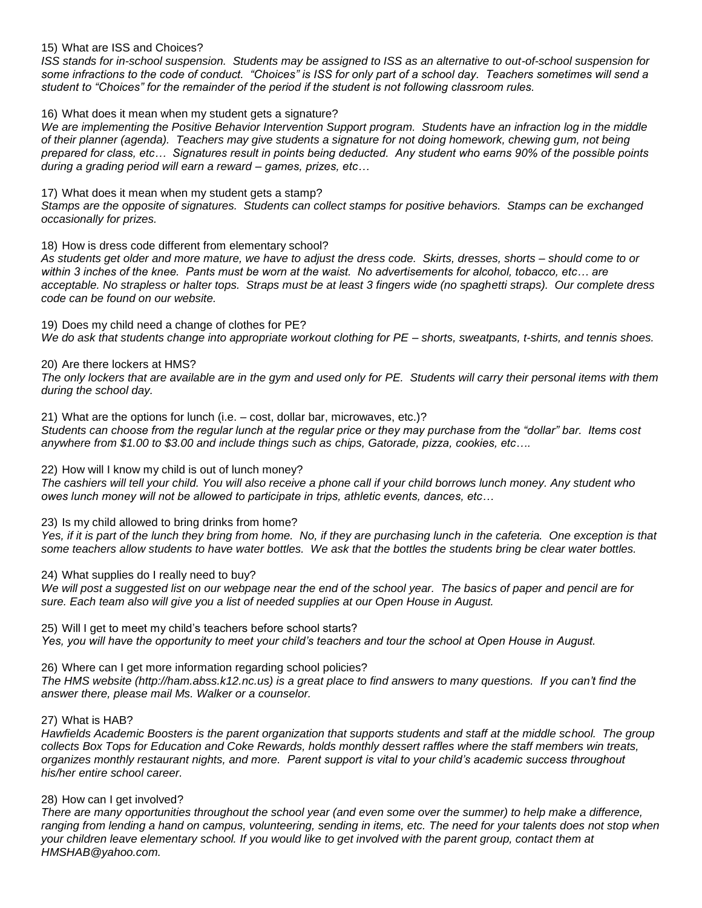15) What are ISS and Choices?

*ISS stands for in-school suspension. Students may be assigned to ISS as an alternative to out-of-school suspension for some infractions to the code of conduct. "Choices" is ISS for only part of a school day. Teachers sometimes will send a student to "Choices" for the remainder of the period if the student is not following classroom rules.*

16) What does it mean when my student gets a signature?

*We are implementing the Positive Behavior Intervention Support program. Students have an infraction log in the middle of their planner (agenda). Teachers may give students a signature for not doing homework, chewing gum, not being prepared for class, etc… Signatures result in points being deducted. Any student who earns 90% of the possible points during a grading period will earn a reward – games, prizes, etc…*

17) What does it mean when my student gets a stamp?

*Stamps are the opposite of signatures. Students can collect stamps for positive behaviors. Stamps can be exchanged occasionally for prizes.*

18) How is dress code different from elementary school?

*As students get older and more mature, we have to adjust the dress code. Skirts, dresses, shorts – should come to or within 3 inches of the knee. Pants must be worn at the waist. No advertisements for alcohol, tobacco, etc… are acceptable. No strapless or halter tops. Straps must be at least 3 fingers wide (no spaghetti straps). Our complete dress code can be found on our website.*

19) Does my child need a change of clothes for PE?

*We do ask that students change into appropriate workout clothing for PE – shorts, sweatpants, t-shirts, and tennis shoes.*

20) Are there lockers at HMS?

*The only lockers that are available are in the gym and used only for PE. Students will carry their personal items with them during the school day.*

21) What are the options for lunch (i.e. – cost, dollar bar, microwaves, etc.)?

*Students can choose from the regular lunch at the regular price or they may purchase from the "dollar" bar. Items cost anywhere from $1.00 to $3.00 and include things such as chips, Gatorade, pizza, cookies, etc….*

22) How will I know my child is out of lunch money?

*The cashiers will tell your child. You will also receive a phone call if your child borrows lunch money. Any student who owes lunch money will not be allowed to participate in trips, athletic events, dances, etc…*

23) Is my child allowed to bring drinks from home?

*Yes, if it is part of the lunch they bring from home. No, if they are purchasing lunch in the cafeteria. One exception is that some teachers allow students to have water bottles. We ask that the bottles the students bring be clear water bottles.*

24) What supplies do I really need to buy?

*We will post a suggested list on our webpage near the end of the school year. The basics of paper and pencil are for sure. Each team also will give you a list of needed supplies at our Open House in August.*

25) Will I get to meet my child's teachers before school starts?

*Yes, you will have the opportunity to meet your child's teachers and tour the school at Open House in August.*

26) Where can I get more information regarding school policies?

*The HMS website (http://ham.abss.k12.nc.us) is a great place to find answers to many questions. If you can't find the answer there, please mail Ms. Walker or a counselor.*

27) What is HAB?

*Hawfields Academic Boosters is the parent organization that supports students and staff at the middle school. The group collects Box Tops for Education and Coke Rewards, holds monthly dessert raffles where the staff members win treats, organizes monthly restaurant nights, and more. Parent support is vital to your child's academic success throughout his/her entire school career.*

28) How can I get involved?

*There are many opportunities throughout the school year (and even some over the summer) to help make a difference, ranging from lending a hand on campus, volunteering, sending in items, etc. The need for your talents does not stop when your children leave elementary school. If you would like to get involved with the parent group, contact them at HMSHAB@yahoo.com.*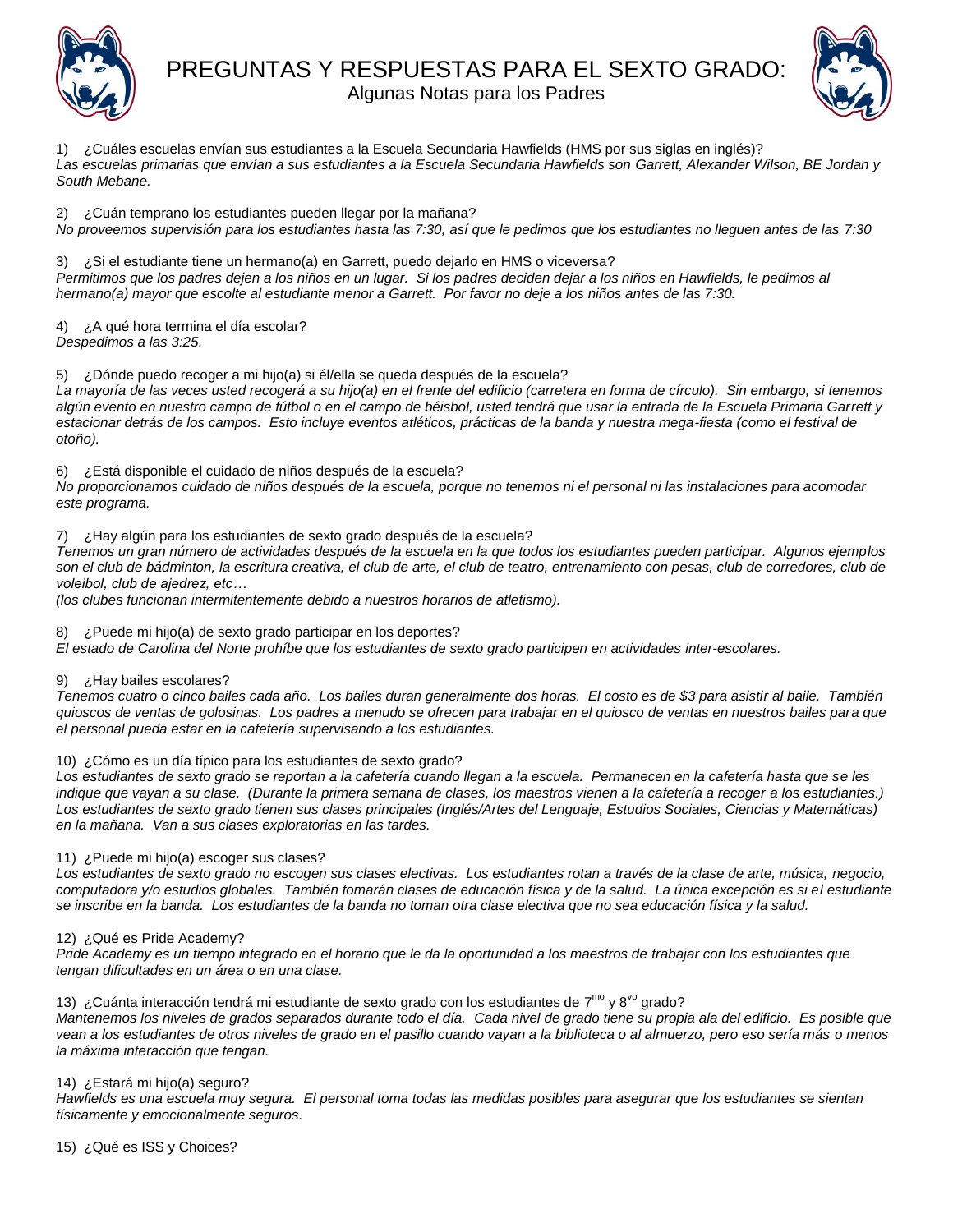# PREGUNTAS Y RESPUESTAS PARA EL SEXTO GRADO:

## Algunas Notas para los Padres

1) ¿Cuáles escuelas envían sus estudiantes a la Escuela Secundaria Hawfields (HMS por sus siglas en inglés)?
*Las escuelas primarias que envían a sus estudiantes a la Escuela Secundaria Hawfields son Garrett, Alexander Wilson, BE Jordan y South Mebane.*

2) ¿Cuán temprano los estudiantes pueden llegar por la mañana?
*No proveemos supervisión para los estudiantes hasta las 7:30, así que le pedimos que los estudiantes no lleguen antes de las 7:30*

3) ¿Si el estudiante tiene un hermano(a) en Garrett, puedo dejarlo en HMS o viceversa?
*Permitimos que los padres dejen a los niños en un lugar. Si los padres deciden dejar a los niños en Hawfields, le pedimos al hermano(a) mayor que escolte al estudiante menor a Garrett. Por favor no deje a los niños antes de las 7:30.*

4) ¿A qué hora termina el día escolar?
*Despedimos a las 3:25.*

5) ¿Dónde puedo recoger a mi hijo(a) si él/ella se queda después de la escuela?
*La mayoría de las veces usted recogerá a su hijo(a) en el frente del edificio (carretera en forma de círculo). Sin embargo, si tenemos algún evento en nuestro campo de fútbol o en el campo de béisbol, usted tendrá que usar la entrada de la Escuela Primaria Garrett y estacionar detrás de los campos. Esto incluye eventos atléticos, prácticas de la banda y nuestra mega-fiesta (como el festival de otoño).*

6) ¿Está disponible el cuidado de niños después de la escuela?
*No proporcionamos cuidado de niños después de la escuela, porque no tenemos ni el personal ni las instalaciones para acomodar este programa.*

7) ¿Hay algún para los estudiantes de sexto grado después de la escuela?
*Tenemos un gran número de actividades después de la escuela en la que todos los estudiantes pueden participar. Algunos ejemplos son el club de bádminton, la escritura creativa, el club de arte, el club de teatro, entrenamiento con pesas, club de corredores, club de voleibol, club de ajedrez, etc…*
*(los clubes funcionan intermitentemente debido a nuestros horarios de atletismo).*

8) ¿Puede mi hijo(a) de sexto grado participar en los deportes?
*El estado de Carolina del Norte prohíbe que los estudiantes de sexto grado participen en actividades inter-escolares.*

9) ¿Hay bailes escolares?
*Tenemos cuatro o cinco bailes cada año. Los bailes duran generalmente dos horas. El costo es de $3 para asistir al baile. También quioscos de ventas de golosinas. Los padres a menudo se ofrecen para trabajar en el quiosco de ventas en nuestros bailes para que el personal pueda estar en la cafetería supervisando a los estudiantes.*

10) ¿Cómo es un día típico para los estudiantes de sexto grado?
*Los estudiantes de sexto grado se reportan a la cafetería cuando llegan a la escuela. Permanecen en la cafetería hasta que se les indique que vayan a su clase. (Durante la primera semana de clases, los maestros vienen a la cafetería a recoger a los estudiantes.) Los estudiantes de sexto grado tienen sus clases principales (Inglés/Artes del Lenguaje, Estudios Sociales, Ciencias y Matemáticas) en la mañana. Van a sus clases exploratorias en las tardes.*

11) ¿Puede mi hijo(a) escoger sus clases?
*Los estudiantes de sexto grado no escogen sus clases electivas. Los estudiantes rotan a través de la clase de arte, música, negocio, computadora y/o estudios globales. También tomarán clases de educación física y de la salud. La única excepción es si el estudiante se inscribe en la banda. Los estudiantes de la banda no toman otra clase electiva que no sea educación física y la salud.*

12) ¿Qué es Pride Academy?
*Pride Academy es un tiempo integrado en el horario que le da la oportunidad a los maestros de trabajar con los estudiantes que tengan dificultades en un área o en una clase.*

13) ¿Cuánta interacción tendrá mi estudiante de sexto grado con los estudiantes de 7$^{mo}$ y 8$^{vo}$ grado?
*Mantenemos los niveles de grados separados durante todo el día. Cada nivel de grado tiene su propia ala del edificio. Es posible que vean a los estudiantes de otros niveles de grado en el pasillo cuando vayan a la biblioteca o al almuerzo, pero eso sería más o menos la máxima interacción que tengan.*

14) ¿Estará mi hijo(a) seguro?
*Hawfields es una escuela muy segura. El personal toma todas las medidas posibles para asegurar que los estudiantes se sientan físicamente y emocionalmente seguros.*

15) ¿Qué es ISS y Choices?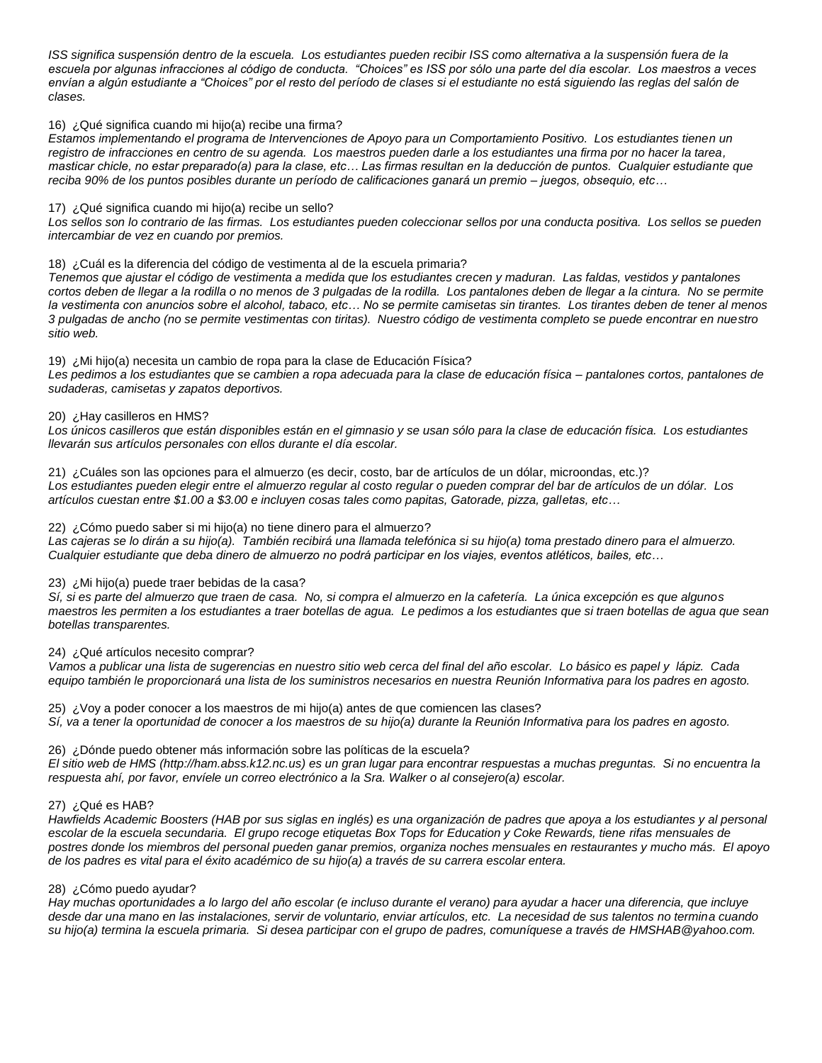*ISS significa suspensión dentro de la escuela. Los estudiantes pueden recibir ISS como alternativa a la suspensión fuera de la escuela por algunas infracciones al código de conducta. "Choices" es ISS por sólo una parte del día escolar. Los maestros a veces envían a algún estudiante a "Choices" por el resto del período de clases si el estudiante no está siguiendo las reglas del salón de clases.*

16) ¿Qué significa cuando mi hijo(a) recibe una firma?
*Estamos implementando el programa de Intervenciones de Apoyo para un Comportamiento Positivo. Los estudiantes tienen un registro de infracciones en centro de su agenda. Los maestros pueden darle a los estudiantes una firma por no hacer la tarea, masticar chicle, no estar preparado(a) para la clase, etc… Las firmas resultan en la deducción de puntos. Cualquier estudiante que reciba 90% de los puntos posibles durante un período de calificaciones ganará un premio – juegos, obsequio, etc…*

17) ¿Qué significa cuando mi hijo(a) recibe un sello?
*Los sellos son lo contrario de las firmas. Los estudiantes pueden coleccionar sellos por una conducta positiva. Los sellos se pueden intercambiar de vez en cuando por premios.*

18) ¿Cuál es la diferencia del código de vestimenta al de la escuela primaria?
*Tenemos que ajustar el código de vestimenta a medida que los estudiantes crecen y maduran. Las faldas, vestidos y pantalones cortos deben de llegar a la rodilla o no menos de 3 pulgadas de la rodilla. Los pantalones deben de llegar a la cintura. No se permite la vestimenta con anuncios sobre el alcohol, tabaco, etc… No se permite camisetas sin tirantes. Los tirantes deben de tener al menos 3 pulgadas de ancho (no se permite vestimentas con tiritas). Nuestro código de vestimenta completo se puede encontrar en nuestro sitio web.*

19) ¿Mi hijo(a) necesita un cambio de ropa para la clase de Educación Física?
*Les pedimos a los estudiantes que se cambien a ropa adecuada para la clase de educación física – pantalones cortos, pantalones de sudaderas, camisetas y zapatos deportivos.*

20) ¿Hay casilleros en HMS?
*Los únicos casilleros que están disponibles están en el gimnasio y se usan sólo para la clase de educación física. Los estudiantes llevarán sus artículos personales con ellos durante el día escolar.*

21) ¿Cuáles son las opciones para el almuerzo (es decir, costo, bar de artículos de un dólar, microondas, etc.)?
*Los estudiantes pueden elegir entre el almuerzo regular al costo regular o pueden comprar del bar de artículos de un dólar. Los artículos cuestan entre $1.00 a $3.00 e incluyen cosas tales como papitas, Gatorade, pizza, galletas, etc…*

22) ¿Cómo puedo saber si mi hijo(a) no tiene dinero para el almuerzo?
*Las cajeras se lo dirán a su hijo(a). También recibirá una llamada telefónica si su hijo(a) toma prestado dinero para el almuerzo. Cualquier estudiante que deba dinero de almuerzo no podrá participar en los viajes, eventos atléticos, bailes, etc…*

23) ¿Mi hijo(a) puede traer bebidas de la casa?
*Sí, si es parte del almuerzo que traen de casa. No, si compra el almuerzo en la cafetería. La única excepción es que algunos maestros les permiten a los estudiantes a traer botellas de agua. Le pedimos a los estudiantes que si traen botellas de agua que sean botellas transparentes.*

24) ¿Qué artículos necesito comprar?
*Vamos a publicar una lista de sugerencias en nuestro sitio web cerca del final del año escolar. Lo básico es papel y lápiz. Cada equipo también le proporcionará una lista de los suministros necesarios en nuestra Reunión Informativa para los padres en agosto.*

25) ¿Voy a poder conocer a los maestros de mi hijo(a) antes de que comiencen las clases?
*Sí, va a tener la oportunidad de conocer a los maestros de su hijo(a) durante la Reunión Informativa para los padres en agosto.*

26) ¿Dónde puedo obtener más información sobre las políticas de la escuela?
*El sitio web de HMS (http://ham.abss.k12.nc.us) es un gran lugar para encontrar respuestas a muchas preguntas. Si no encuentra la respuesta ahí, por favor, envíele un correo electrónico a la Sra. Walker o al consejero(a) escolar.*

27) ¿Qué es HAB?
*Hawfields Academic Boosters (HAB por sus siglas en inglés) es una organización de padres que apoya a los estudiantes y al personal escolar de la escuela secundaria. El grupo recoge etiquetas Box Tops for Education y Coke Rewards, tiene rifas mensuales de postres donde los miembros del personal pueden ganar premios, organiza noches mensuales en restaurantes y mucho más. El apoyo de los padres es vital para el éxito académico de su hijo(a) a través de su carrera escolar entera.*

28) ¿Cómo puedo ayudar?
*Hay muchas oportunidades a lo largo del año escolar (e incluso durante el verano) para ayudar a hacer una diferencia, que incluye desde dar una mano en las instalaciones, servir de voluntario, enviar artículos, etc. La necesidad de sus talentos no termina cuando su hijo(a) termina la escuela primaria. Si desea participar con el grupo de padres, comuníquese a través de HMSHAB@yahoo.com.*